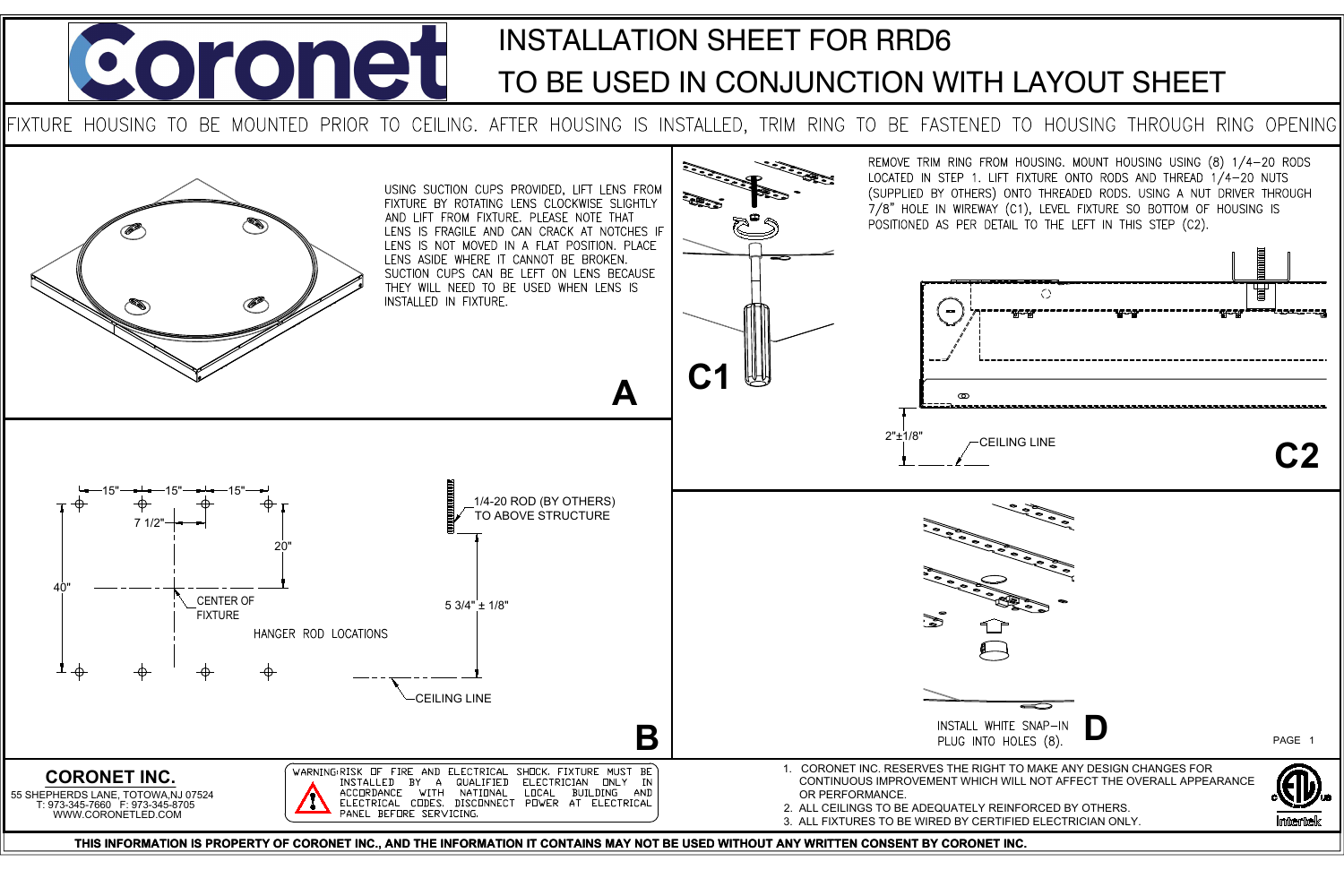# INSTALLATION SHEET FOR RRD6

## TO BE USED IN CONJUNCTION WITH LAYOUT SHEET

FIXTURE HOUSING TO BE MOUNTED PRIOR TO CEILING. AFTER HOUSING IS INSTALLED, TRIM RING TO BE FASTENED TO HOUSING THROUGH RING OPENING

### A

USING SUCTION CUPS PROVIDED, LIFT LENS FROM FIXTURE BY ROTATING LENS CLOCKWISE SLIGHTLY AND LIFT FROM FIXTURE. PLEASE NOTE THAT LENS IS FRAGILE AND CAN CRACK AT NOTCHES IF LENS IS NOT MOVED IN A FLAT POSITION. PLACE LENS ASIDE WHERE IT CANNOT BE BROKEN. SUCTION CUPS CAN BE LEFT ON LENS BECAUSE THEY WILL NEED TO BE USED WHEN LENS IS INSTALLED IN FIXTURE.

### C1 / C2

REMOVE TRIM RING FROM HOUSING. MOUNT HOUSING USING (8) 1/4-20 RODS LOCATED IN STEP 1. LIFT FIXTURE ONTO RODS AND THREAD 1/4-20 NUTS (SUPPLIED BY OTHERS) ONTO THREADED RODS. USING A NUT DRIVER THROUGH 7/8" HOLE IN WIREWAY (C1), LEVEL FIXTURE SO BOTTOM OF HOUSING IS POSITIONED AS PER DETAIL TO THE LEFT IN THIS STEP (C2).

2"±1/8"

CEILING LINE

### B

15" 15" 15"

7 1/2"

20"

40"

CENTER OF FIXTURE

HANGER ROD LOCATIONS

1/4-20 ROD (BY OTHERS) TO ABOVE STRUCTURE

5 3/4" ± 1/8"

CEILING LINE

### D

INSTALL WHITE SNAP-IN PLUG INTO HOLES (8).

**CORONET INC.**

55 SHEPHERDS LANE, TOTOWA,NJ 07524
T: 973-345-7660 F: 973-345-8705
WWW.CORONETLED.COM

WARNING: RISK OF FIRE AND ELECTRICAL SHOCK. FIXTURE MUST BE INSTALLED BY A QUALIFIED ELECTRICIAN ONLY IN ACCORDANCE WITH NATIONAL LOCAL BUILDING AND ELECTRICAL CODES. DISCONNECT POWER AT ELECTRICAL PANEL BEFORE SERVICING.

1. CORONET INC. RESERVES THE RIGHT TO MAKE ANY DESIGN CHANGES FOR CONTINUOUS IMPROVEMENT WHICH WILL NOT AFFECT THE OVERALL APPEARANCE OR PERFORMANCE.
2. ALL CEILINGS TO BE ADEQUATELY REINFORCED BY OTHERS.
3. ALL FIXTURES TO BE WIRED BY CERTIFIED ELECTRICIAN ONLY.

**THIS INFORMATION IS PROPERTY OF CORONET INC., AND THE INFORMATION IT CONTAINS MAY NOT BE USED WITHOUT ANY WRITTEN CONSENT BY CORONET INC.**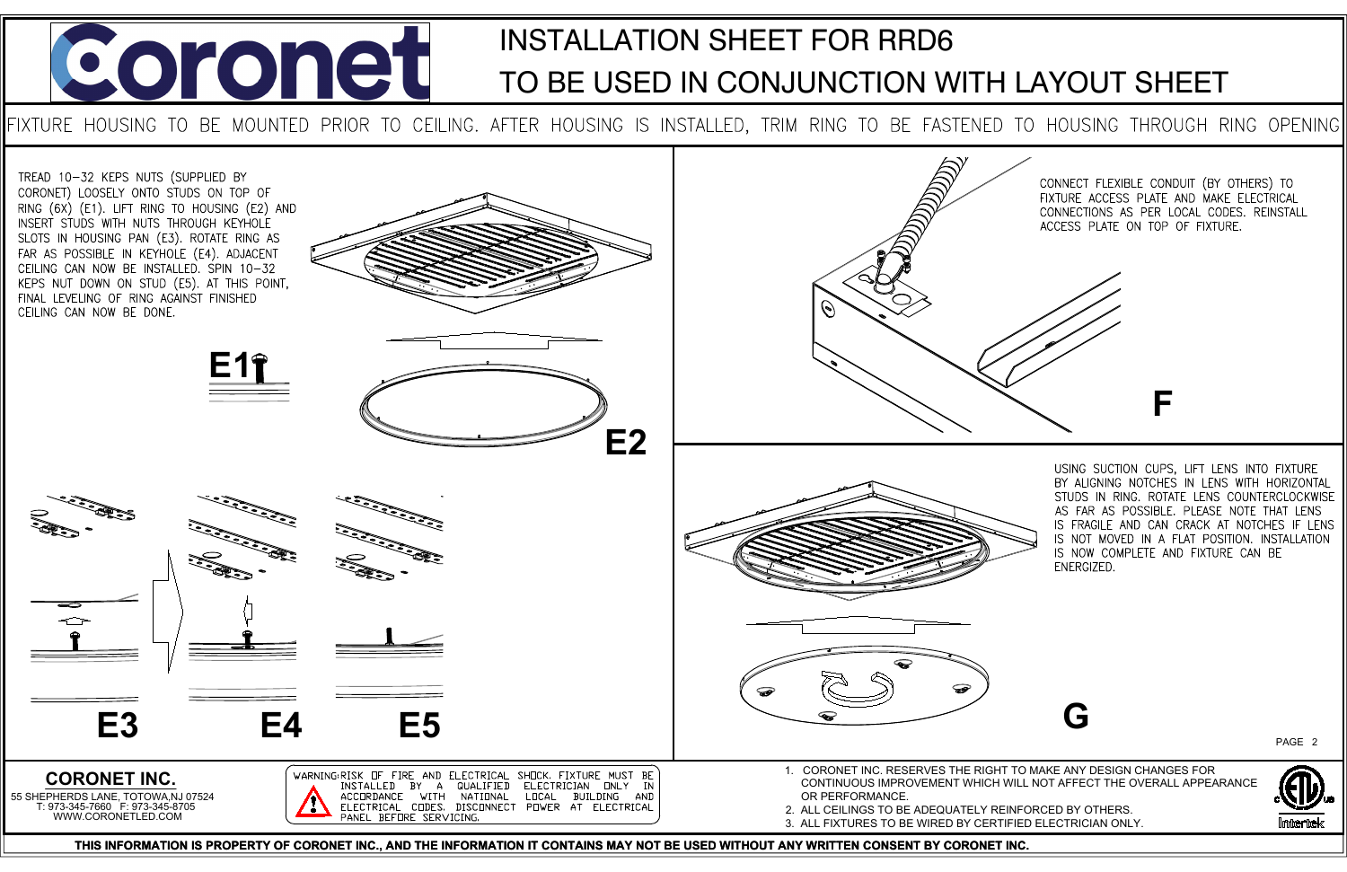# INSTALLATION SHEET FOR RRD6
# TO BE USED IN CONJUNCTION WITH LAYOUT SHEET

FIXTURE HOUSING TO BE MOUNTED PRIOR TO CEILING. AFTER HOUSING IS INSTALLED, TRIM RING TO BE FASTENED TO HOUSING THROUGH RING OPENING

TREAD 10-32 KEPS NUTS (SUPPLIED BY CORONET) LOOSELY ONTO STUDS ON TOP OF RING (6X) (E1). LIFT RING TO HOUSING (E2) AND INSERT STUDS WITH NUTS THROUGH KEYHOLE SLOTS IN HOUSING PAN (E3). ROTATE RING AS FAR AS POSSIBLE IN KEYHOLE (E4). ADJACENT CEILING CAN NOW BE INSTALLED. SPIN 10-32 KEPS NUT DOWN ON STUD (E5). AT THIS POINT, FINAL LEVELING OF RING AGAINST FINISHED CEILING CAN NOW BE DONE.

E1

E2

E3

E4

E5

CONNECT FLEXIBLE CONDUIT (BY OTHERS) TO FIXTURE ACCESS PLATE AND MAKE ELECTRICAL CONNECTIONS AS PER LOCAL CODES. REINSTALL ACCESS PLATE ON TOP OF FIXTURE.

F

USING SUCTION CUPS, LIFT LENS INTO FIXTURE BY ALIGNING NOTCHES IN LENS WITH HORIZONTAL STUDS IN RING. ROTATE LENS COUNTERCLOCKWISE AS FAR AS POSSIBLE. PLEASE NOTE THAT LENS IS FRAGILE AND CAN CRACK AT NOTCHES IF LENS IS NOT MOVED IN A FLAT POSITION. INSTALLATION IS NOW COMPLETE AND FIXTURE CAN BE ENERGIZED.

G

**CORONET INC.**
55 SHEPHERDS LANE, TOTOWA,NJ 07524
T: 973-345-7660 F: 973-345-8705
WWW.CORONETLED.COM

WARNING: RISK OF FIRE AND ELECTRICAL SHOCK. FIXTURE MUST BE INSTALLED BY A QUALIFIED ELECTRICIAN ONLY IN ACCORDANCE WITH NATIONAL LOCAL BUILDING AND ELECTRICAL CODES. DISCONNECT POWER AT ELECTRICAL PANEL BEFORE SERVICING.

1. CORONET INC. RESERVES THE RIGHT TO MAKE ANY DESIGN CHANGES FOR CONTINUOUS IMPROVEMENT WHICH WILL NOT AFFECT THE OVERALL APPEARANCE OR PERFORMANCE.
2. ALL CEILINGS TO BE ADEQUATELY REINFORCED BY OTHERS.
3. ALL FIXTURES TO BE WIRED BY CERTIFIED ELECTRICIAN ONLY.

**THIS INFORMATION IS PROPERTY OF CORONET INC., AND THE INFORMATION IT CONTAINS MAY NOT BE USED WITHOUT ANY WRITTEN CONSENT BY CORONET INC.**